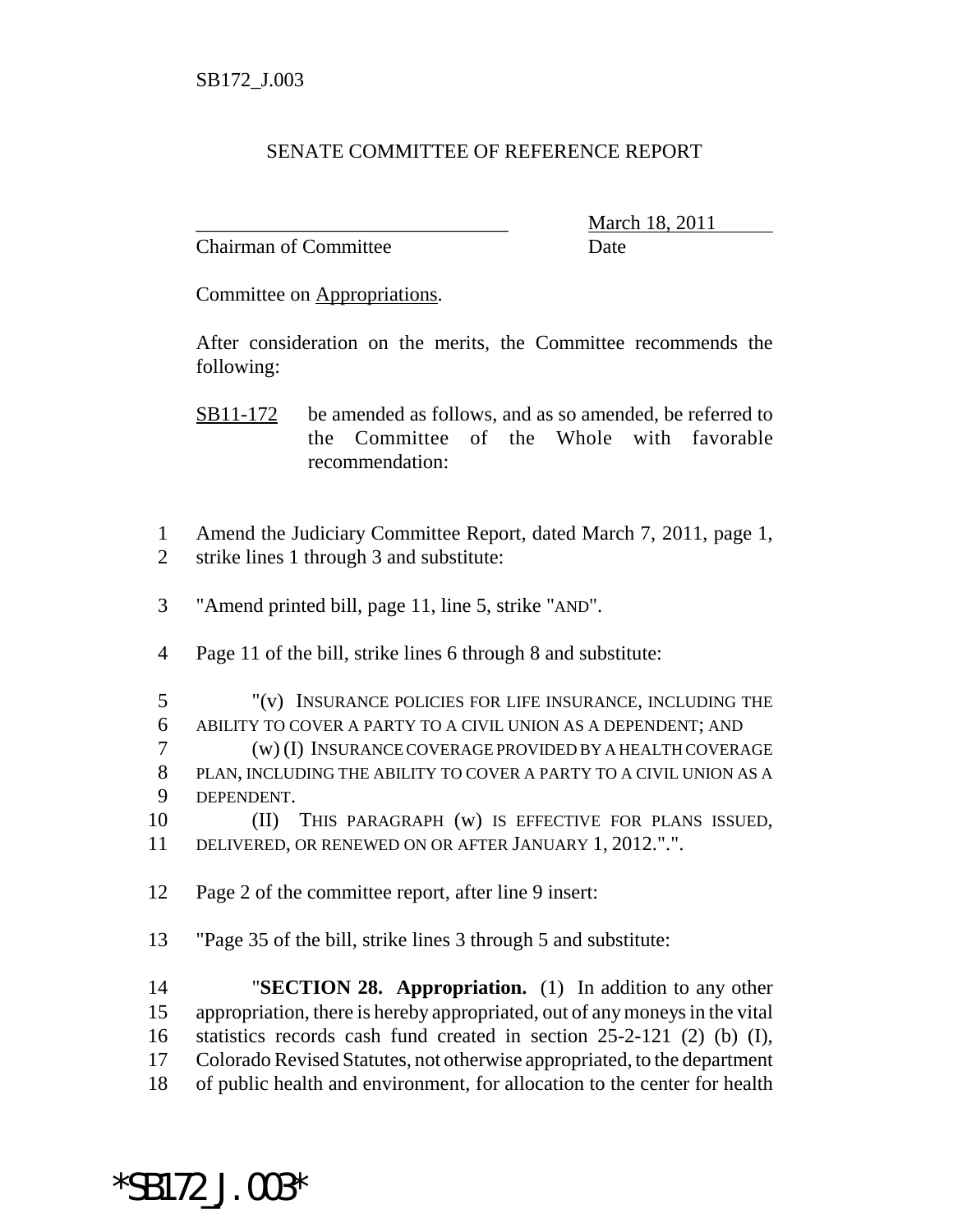SB172_J.003

SENATE COMMITTEE OF REFERENCE REPORT

_______________________________ March 18, 2011
Chairman of Committee Date

Committee on Appropriations.

After consideration on the merits, the Committee recommends the following:

SB11-172 be amended as follows, and as so amended, be referred to the Committee of the Whole with favorable recommendation:

1 Amend the Judiciary Committee Report, dated March 7, 2011, page 1,
2 strike lines 1 through 3 and substitute:

3 "Amend printed bill, page 11, line 5, strike "AND".

4 Page 11 of the bill, strike lines 6 through 8 and substitute:

5 "(v) INSURANCE POLICIES FOR LIFE INSURANCE, INCLUDING THE
6 ABILITY TO COVER A PARTY TO A CIVIL UNION AS A DEPENDENT; AND
7 (w) (I) INSURANCE COVERAGE PROVIDED BY A HEALTH COVERAGE
8 PLAN, INCLUDING THE ABILITY TO COVER A PARTY TO A CIVIL UNION AS A
9 DEPENDENT.
10 (II) THIS PARAGRAPH (w) IS EFFECTIVE FOR PLANS ISSUED,
11 DELIVERED, OR RENEWED ON OR AFTER JANUARY 1, 2012.".".

12 Page 2 of the committee report, after line 9 insert:

13 "Page 35 of the bill, strike lines 3 through 5 and substitute:

14 "**SECTION 28. Appropriation.** (1) In addition to any other
15 appropriation, there is hereby appropriated, out of any moneys in the vital
16 statistics records cash fund created in section 25-2-121 (2) (b) (I),
17 Colorado Revised Statutes, not otherwise appropriated, to the department
18 of public health and environment, for allocation to the center for health

*SB172_J.003*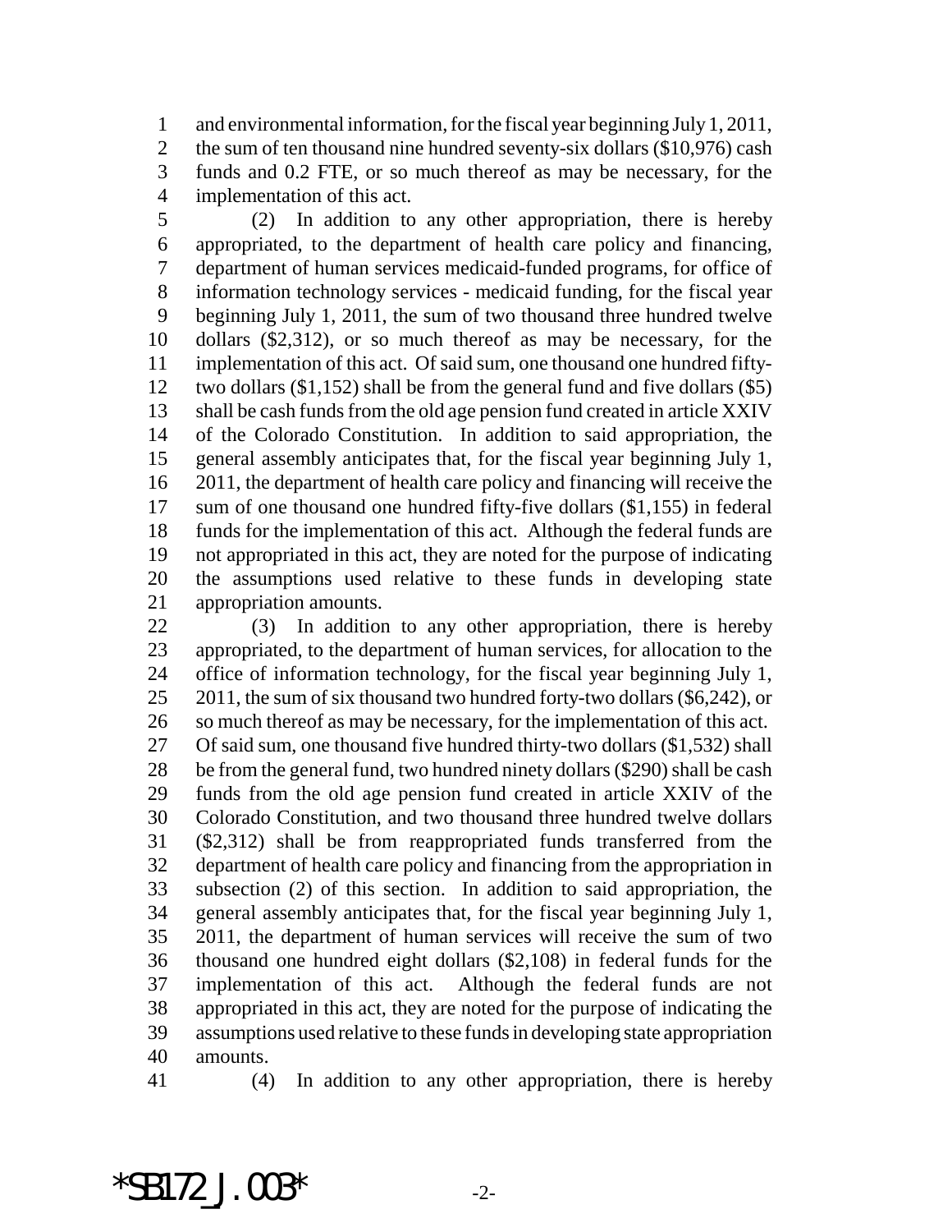and environmental information, for the fiscal year beginning July 1, 2011, the sum of ten thousand nine hundred seventy-six dollars ($10,976) cash funds and 0.2 FTE, or so much thereof as may be necessary, for the implementation of this act.

(2) In addition to any other appropriation, there is hereby appropriated, to the department of health care policy and financing, department of human services medicaid-funded programs, for office of information technology services - medicaid funding, for the fiscal year beginning July 1, 2011, the sum of two thousand three hundred twelve dollars ($2,312), or so much thereof as may be necessary, for the implementation of this act. Of said sum, one thousand one hundred fifty-two dollars ($1,152) shall be from the general fund and five dollars ($5) shall be cash funds from the old age pension fund created in article XXIV of the Colorado Constitution. In addition to said appropriation, the general assembly anticipates that, for the fiscal year beginning July 1, 2011, the department of health care policy and financing will receive the sum of one thousand one hundred fifty-five dollars ($1,155) in federal funds for the implementation of this act. Although the federal funds are not appropriated in this act, they are noted for the purpose of indicating the assumptions used relative to these funds in developing state appropriation amounts.

(3) In addition to any other appropriation, there is hereby appropriated, to the department of human services, for allocation to the office of information technology, for the fiscal year beginning July 1, 2011, the sum of six thousand two hundred forty-two dollars ($6,242), or so much thereof as may be necessary, for the implementation of this act. Of said sum, one thousand five hundred thirty-two dollars ($1,532) shall be from the general fund, two hundred ninety dollars ($290) shall be cash funds from the old age pension fund created in article XXIV of the Colorado Constitution, and two thousand three hundred twelve dollars ($2,312) shall be from reappropriated funds transferred from the department of health care policy and financing from the appropriation in subsection (2) of this section. In addition to said appropriation, the general assembly anticipates that, for the fiscal year beginning July 1, 2011, the department of human services will receive the sum of two thousand one hundred eight dollars ($2,108) in federal funds for the implementation of this act. Although the federal funds are not appropriated in this act, they are noted for the purpose of indicating the assumptions used relative to these funds in developing state appropriation amounts.

(4) In addition to any other appropriation, there is hereby

*SB172_J.003*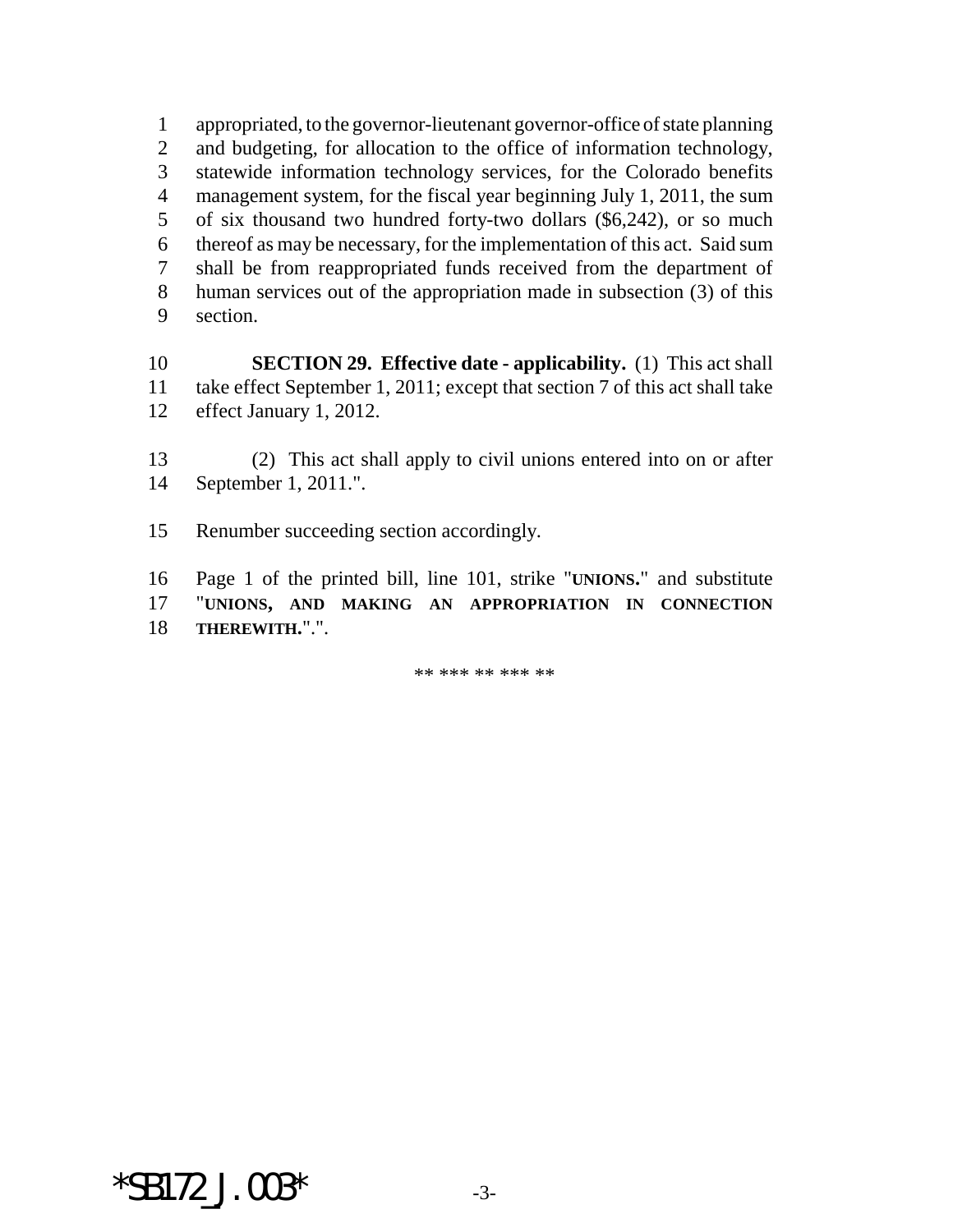appropriated, to the governor-lieutenant governor-office of state planning and budgeting, for allocation to the office of information technology, statewide information technology services, for the Colorado benefits management system, for the fiscal year beginning July 1, 2011, the sum of six thousand two hundred forty-two dollars ($6,242), or so much thereof as may be necessary, for the implementation of this act. Said sum shall be from reappropriated funds received from the department of human services out of the appropriation made in subsection (3) of this section.

**SECTION 29. Effective date - applicability.** (1) This act shall take effect September 1, 2011; except that section 7 of this act shall take effect January 1, 2012.

(2) This act shall apply to civil unions entered into on or after September 1, 2011.".

Renumber succeeding section accordingly.

Page 1 of the printed bill, line 101, strike "**UNIONS.**" and substitute "**UNIONS, AND MAKING AN APPROPRIATION IN CONNECTION THEREWITH.**".".

** *** ** *** **

*SB172_J.003*